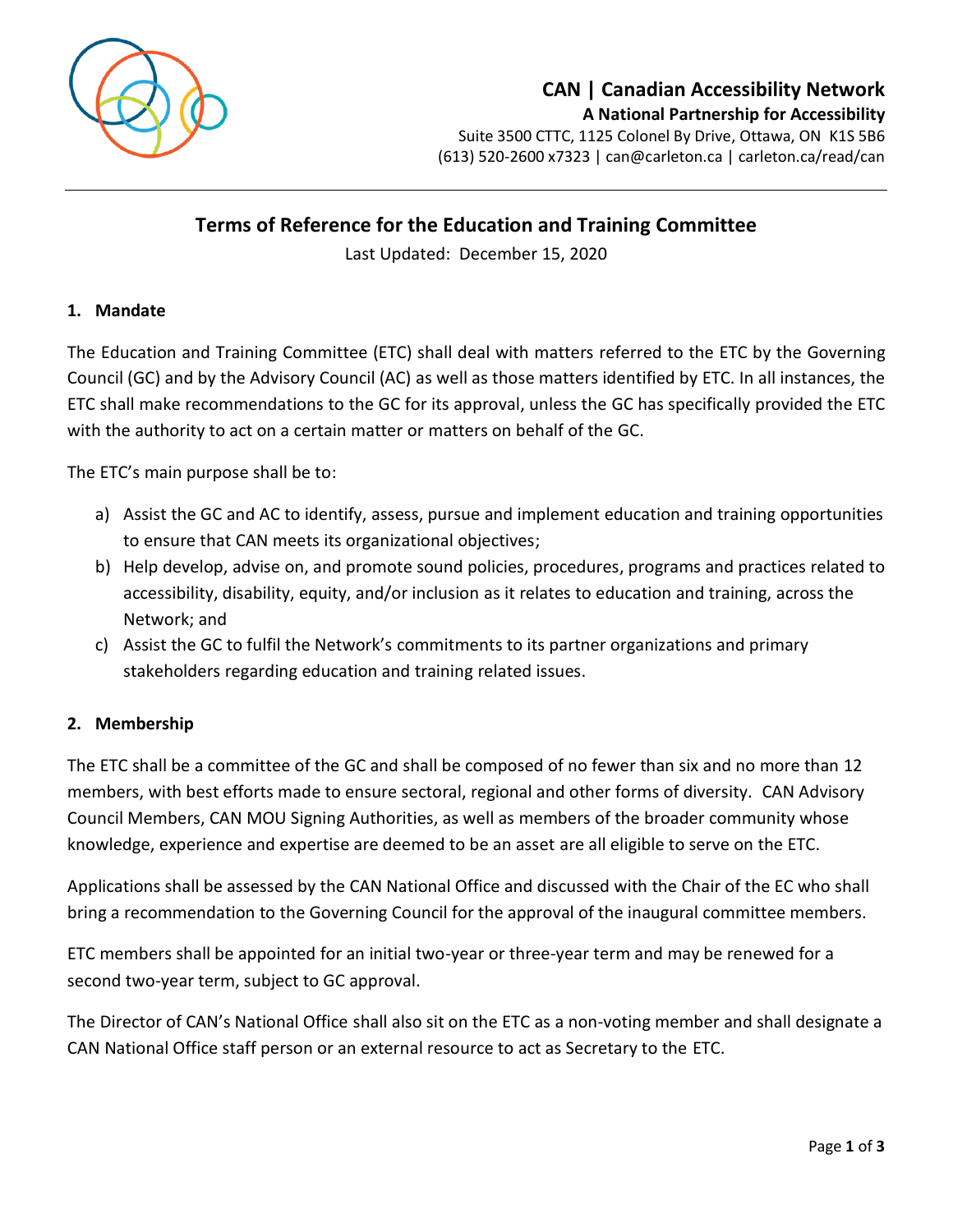**CAN | Canadian Accessibility Network**
**A National Partnership for Accessibility**
Suite 3500 CTTC, 1125 Colonel By Drive, Ottawa, ON K1S 5B6
(613) 520-2600 x7323 | can@carleton.ca | carleton.ca/read/can

# Terms of Reference for the Education and Training Committee

Last Updated: December 15, 2020

## 1. Mandate

The Education and Training Committee (ETC) shall deal with matters referred to the ETC by the Governing Council (GC) and by the Advisory Council (AC) as well as those matters identified by ETC. In all instances, the ETC shall make recommendations to the GC for its approval, unless the GC has specifically provided the ETC with the authority to act on a certain matter or matters on behalf of the GC.

The ETC's main purpose shall be to:

a) Assist the GC and AC to identify, assess, pursue and implement education and training opportunities to ensure that CAN meets its organizational objectives;
b) Help develop, advise on, and promote sound policies, procedures, programs and practices related to accessibility, disability, equity, and/or inclusion as it relates to education and training, across the Network; and
c) Assist the GC to fulfil the Network's commitments to its partner organizations and primary stakeholders regarding education and training related issues.

## 2. Membership

The ETC shall be a committee of the GC and shall be composed of no fewer than six and no more than 12 members, with best efforts made to ensure sectoral, regional and other forms of diversity. CAN Advisory Council Members, CAN MOU Signing Authorities, as well as members of the broader community whose knowledge, experience and expertise are deemed to be an asset are all eligible to serve on the ETC.

Applications shall be assessed by the CAN National Office and discussed with the Chair of the EC who shall bring a recommendation to the Governing Council for the approval of the inaugural committee members.

ETC members shall be appointed for an initial two-year or three-year term and may be renewed for a second two-year term, subject to GC approval.

The Director of CAN's National Office shall also sit on the ETC as a non-voting member and shall designate a CAN National Office staff person or an external resource to act as Secretary to the ETC.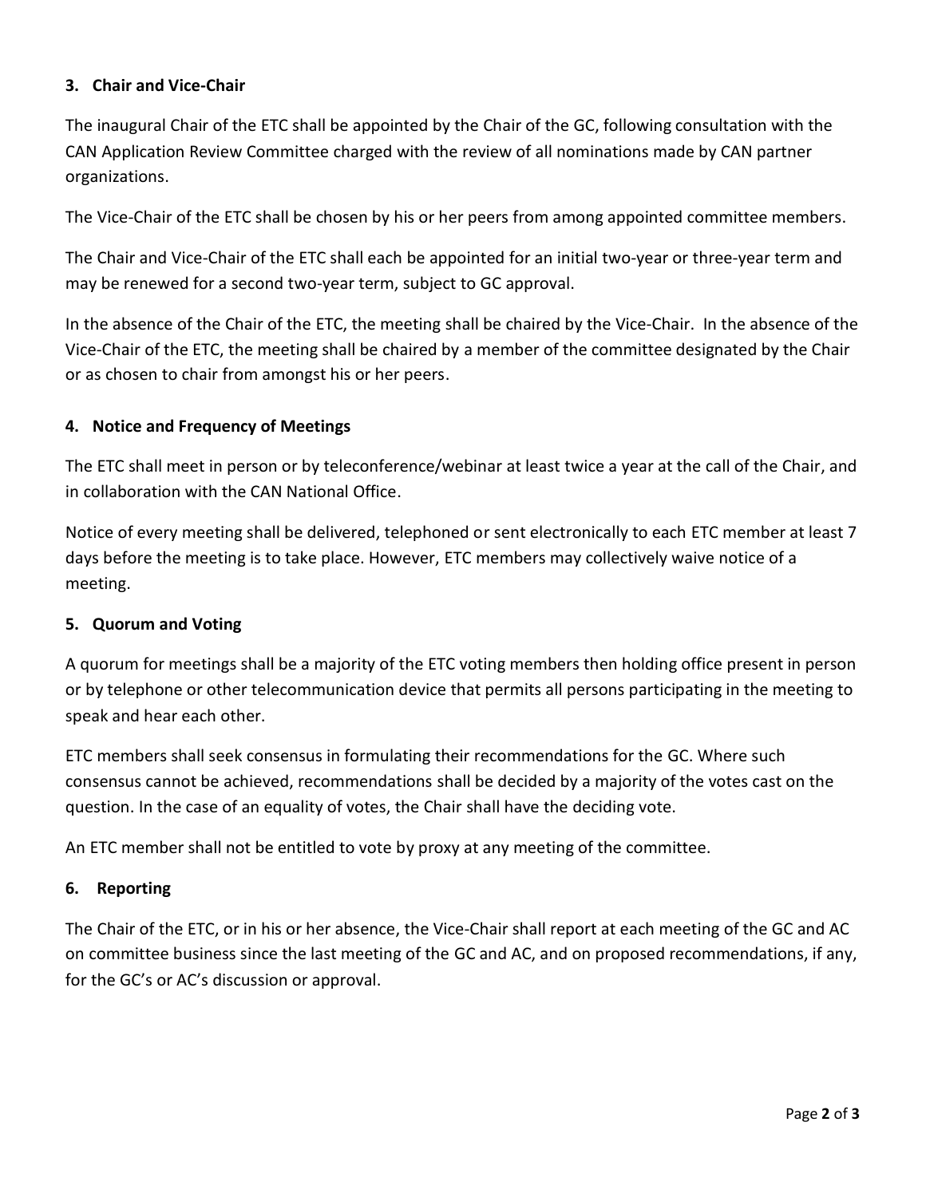### 3. Chair and Vice-Chair

The inaugural Chair of the ETC shall be appointed by the Chair of the GC, following consultation with the CAN Application Review Committee charged with the review of all nominations made by CAN partner organizations.

The Vice-Chair of the ETC shall be chosen by his or her peers from among appointed committee members.

The Chair and Vice-Chair of the ETC shall each be appointed for an initial two-year or three-year term and may be renewed for a second two-year term, subject to GC approval.

In the absence of the Chair of the ETC, the meeting shall be chaired by the Vice-Chair. In the absence of the Vice-Chair of the ETC, the meeting shall be chaired by a member of the committee designated by the Chair or as chosen to chair from amongst his or her peers.

### 4. Notice and Frequency of Meetings

The ETC shall meet in person or by teleconference/webinar at least twice a year at the call of the Chair, and in collaboration with the CAN National Office.

Notice of every meeting shall be delivered, telephoned or sent electronically to each ETC member at least 7 days before the meeting is to take place. However, ETC members may collectively waive notice of a meeting.

### 5. Quorum and Voting

A quorum for meetings shall be a majority of the ETC voting members then holding office present in person or by telephone or other telecommunication device that permits all persons participating in the meeting to speak and hear each other.

ETC members shall seek consensus in formulating their recommendations for the GC. Where such consensus cannot be achieved, recommendations shall be decided by a majority of the votes cast on the question. In the case of an equality of votes, the Chair shall have the deciding vote.

An ETC member shall not be entitled to vote by proxy at any meeting of the committee.

### 6. Reporting

The Chair of the ETC, or in his or her absence, the Vice-Chair shall report at each meeting of the GC and AC on committee business since the last meeting of the GC and AC, and on proposed recommendations, if any, for the GC's or AC's discussion or approval.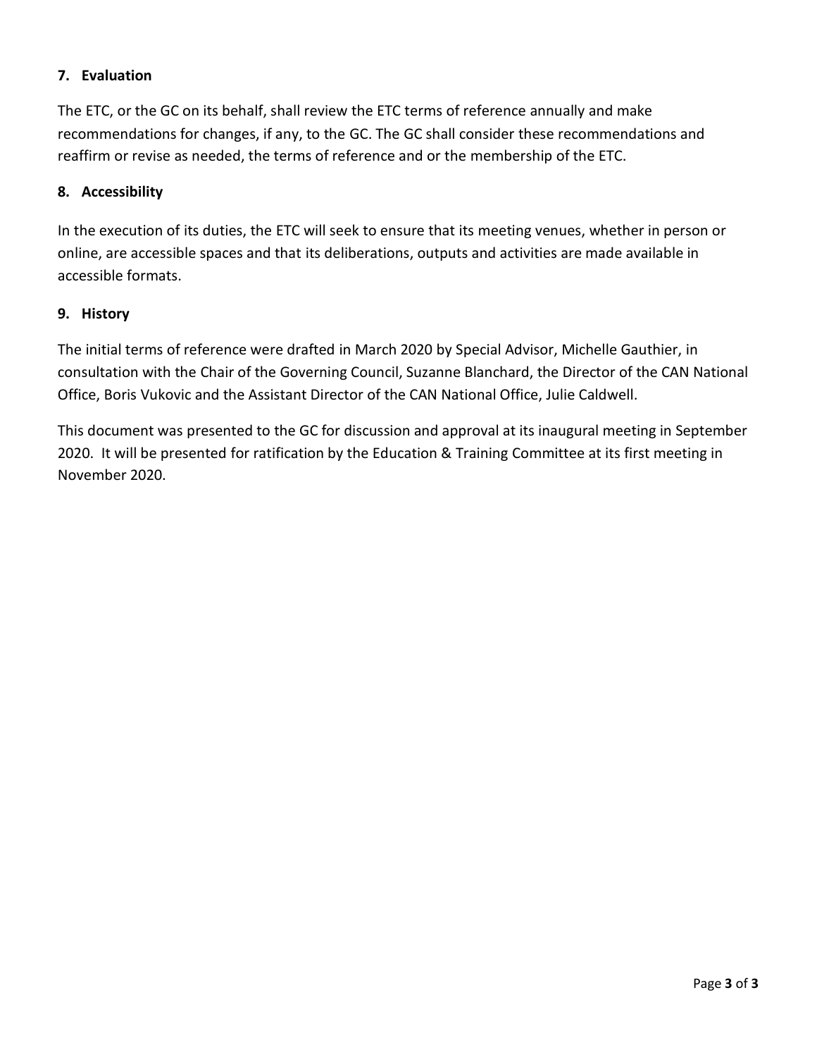## 7. Evaluation

The ETC, or the GC on its behalf, shall review the ETC terms of reference annually and make recommendations for changes, if any, to the GC. The GC shall consider these recommendations and reaffirm or revise as needed, the terms of reference and or the membership of the ETC.

## 8. Accessibility

In the execution of its duties, the ETC will seek to ensure that its meeting venues, whether in person or online, are accessible spaces and that its deliberations, outputs and activities are made available in accessible formats.

## 9. History

The initial terms of reference were drafted in March 2020 by Special Advisor, Michelle Gauthier, in consultation with the Chair of the Governing Council, Suzanne Blanchard, the Director of the CAN National Office, Boris Vukovic and the Assistant Director of the CAN National Office, Julie Caldwell.

This document was presented to the GC for discussion and approval at its inaugural meeting in September 2020. It will be presented for ratification by the Education & Training Committee at its first meeting in November 2020.